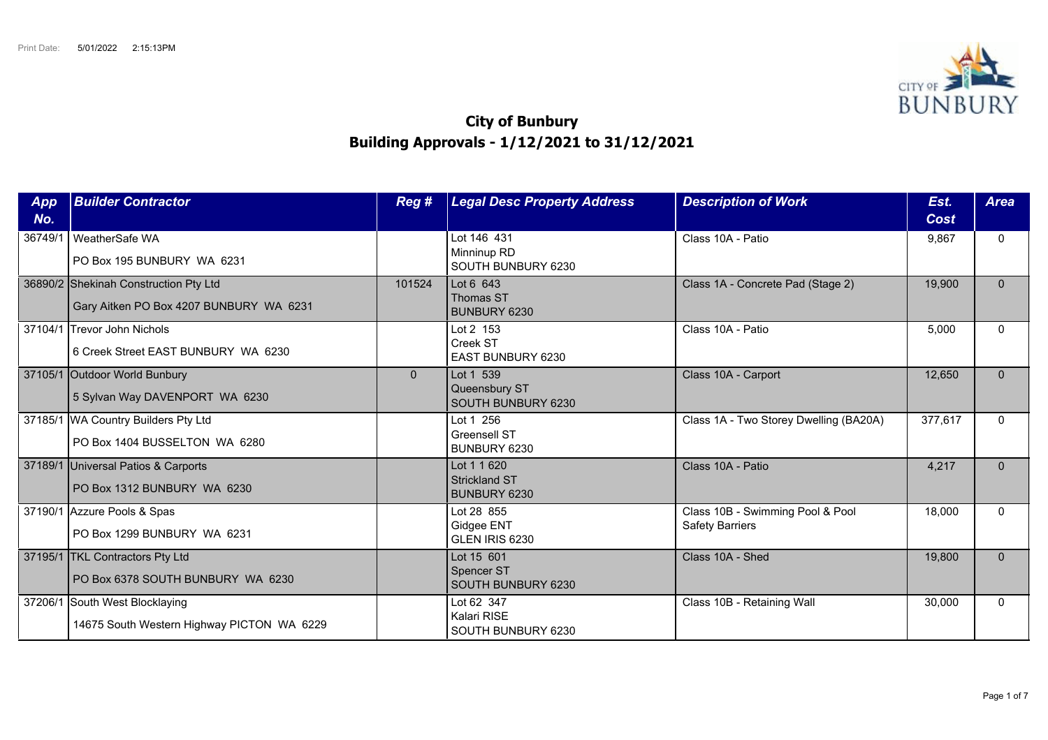Print Date: 5/01/2022 2:15:13PM

# City of Bunbury
## Building Approvals - 1/12/2021 to 31/12/2021

| App No. | Builder Contractor | Reg # | Legal Desc Property Address | Description of Work | Est. Cost | Area |
|---|---|---|---|---|---|---|
| 36749/1 | WeatherSafe WA<br>PO Box 195 BUNBURY WA 6231 | | Lot 146 431<br>Minninup RD<br>SOUTH BUNBURY 6230 | Class 10A - Patio | 9,867 | 0 |
| 36890/2 | Shekinah Construction Pty Ltd<br>Gary Aitken PO Box 4207 BUNBURY WA 6231 | 101524 | Lot 6 643<br>Thomas ST<br>BUNBURY 6230 | Class 1A - Concrete Pad (Stage 2) | 19,900 | 0 |
| 37104/1 | Trevor John Nichols<br>6 Creek Street EAST BUNBURY WA 6230 | | Lot 2 153<br>Creek ST<br>EAST BUNBURY 6230 | Class 10A - Patio | 5,000 | 0 |
| 37105/1 | Outdoor World Bunbury<br>5 Sylvan Way DAVENPORT WA 6230 | 0 | Lot 1 539<br>Queensbury ST<br>SOUTH BUNBURY 6230 | Class 10A - Carport | 12,650 | 0 |
| 37185/1 | WA Country Builders Pty Ltd<br>PO Box 1404 BUSSELTON WA 6280 | | Lot 1 256<br>Greensell ST<br>BUNBURY 6230 | Class 1A - Two Storey Dwelling (BA20A) | 377,617 | 0 |
| 37189/1 | Universal Patios & Carports<br>PO Box 1312 BUNBURY WA 6230 | | Lot 1 1 620<br>Strickland ST<br>BUNBURY 6230 | Class 10A - Patio | 4,217 | 0 |
| 37190/1 | Azzure Pools & Spas<br>PO Box 1299 BUNBURY WA 6231 | | Lot 28 855<br>Gidgee ENT<br>GLEN IRIS 6230 | Class 10B - Swimming Pool & Pool Safety Barriers | 18,000 | 0 |
| 37195/1 | TKL Contractors Pty Ltd<br>PO Box 6378 SOUTH BUNBURY WA 6230 | | Lot 15 601<br>Spencer ST<br>SOUTH BUNBURY 6230 | Class 10A - Shed | 19,800 | 0 |
| 37206/1 | South West Blocklaying<br>14675 South Western Highway PICTON WA 6229 | | Lot 62 347<br>Kalari RISE<br>SOUTH BUNBURY 6230 | Class 10B - Retaining Wall | 30,000 | 0 |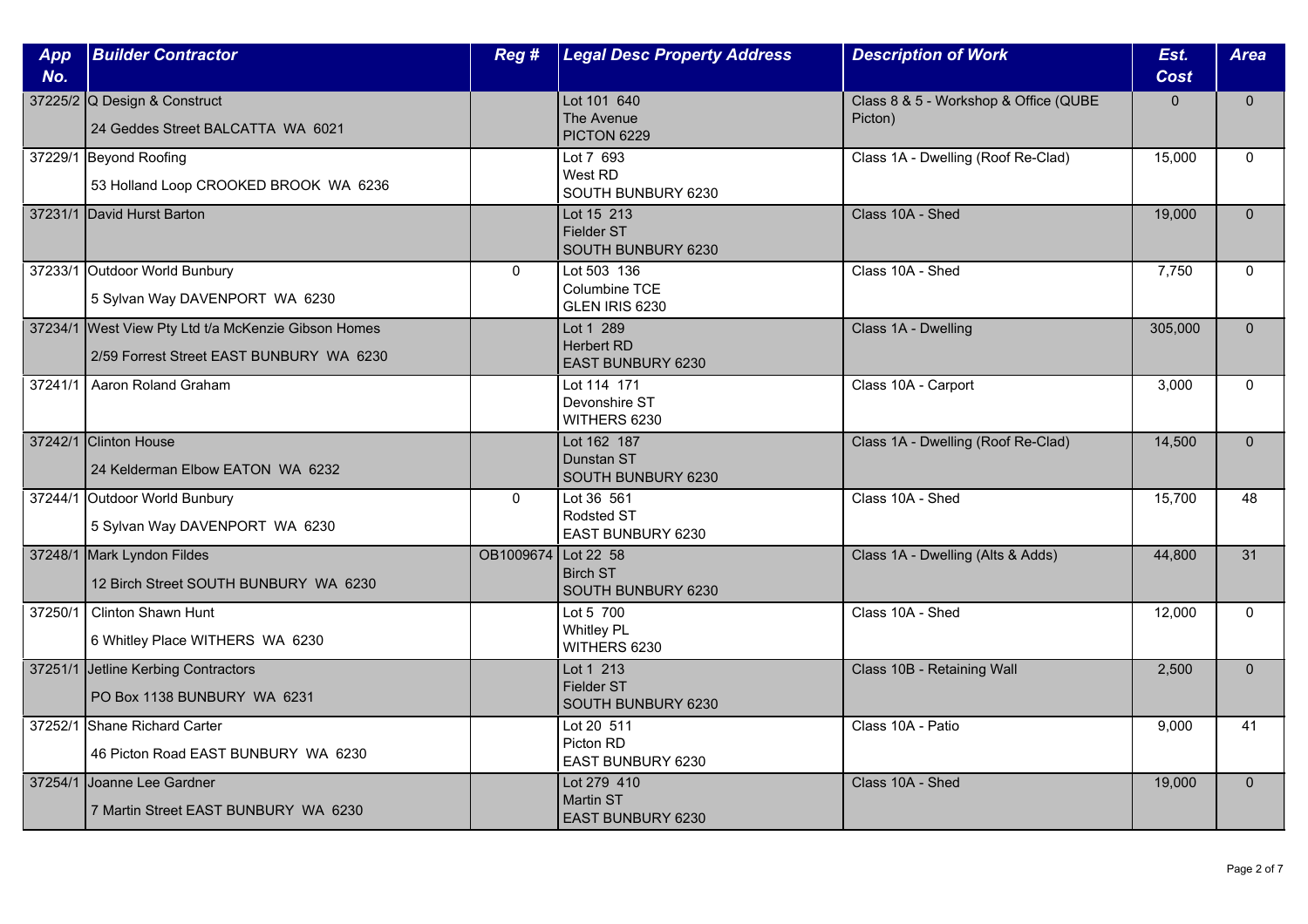| App No. | Builder Contractor | Reg # | Legal Desc Property Address | Description of Work | Est. Cost | Area |
|---|---|---|---|---|---|---|
| 37225/2 | Q Design & Construct<br>24 Geddes Street BALCATTA WA 6021 | | Lot 101 640<br>The Avenue<br>PICTON 6229 | Class 8 & 5 - Workshop & Office (QUBE Picton) | 0 | 0 |
| 37229/1 | Beyond Roofing<br>53 Holland Loop CROOKED BROOK WA 6236 | | Lot 7 693<br>West RD<br>SOUTH BUNBURY 6230 | Class 1A - Dwelling (Roof Re-Clad) | 15,000 | 0 |
| 37231/1 | David Hurst Barton | | Lot 15 213<br>Fielder ST<br>SOUTH BUNBURY 6230 | Class 10A - Shed | 19,000 | 0 |
| 37233/1 | Outdoor World Bunbury<br>5 Sylvan Way DAVENPORT WA 6230 | 0 | Lot 503 136<br>Columbine TCE<br>GLEN IRIS 6230 | Class 10A - Shed | 7,750 | 0 |
| 37234/1 | West View Pty Ltd t/a McKenzie Gibson Homes<br>2/59 Forrest Street EAST BUNBURY WA 6230 | | Lot 1 289<br>Herbert RD<br>EAST BUNBURY 6230 | Class 1A - Dwelling | 305,000 | 0 |
| 37241/1 | Aaron Roland Graham | | Lot 114 171<br>Devonshire ST<br>WITHERS 6230 | Class 10A - Carport | 3,000 | 0 |
| 37242/1 | Clinton House<br>24 Kelderman Elbow EATON WA 6232 | | Lot 162 187<br>Dunstan ST<br>SOUTH BUNBURY 6230 | Class 1A - Dwelling (Roof Re-Clad) | 14,500 | 0 |
| 37244/1 | Outdoor World Bunbury<br>5 Sylvan Way DAVENPORT WA 6230 | 0 | Lot 36 561<br>Rodsted ST<br>EAST BUNBURY 6230 | Class 10A - Shed | 15,700 | 48 |
| 37248/1 | Mark Lyndon Fildes<br>12 Birch Street SOUTH BUNBURY WA 6230 | OB1009674 | Lot 22 58<br>Birch ST<br>SOUTH BUNBURY 6230 | Class 1A - Dwelling (Alts & Adds) | 44,800 | 31 |
| 37250/1 | Clinton Shawn Hunt<br>6 Whitley Place WITHERS WA 6230 | | Lot 5 700<br>Whitley PL<br>WITHERS 6230 | Class 10A - Shed | 12,000 | 0 |
| 37251/1 | Jetline Kerbing Contractors<br>PO Box 1138 BUNBURY WA 6231 | | Lot 1 213<br>Fielder ST<br>SOUTH BUNBURY 6230 | Class 10B - Retaining Wall | 2,500 | 0 |
| 37252/1 | Shane Richard Carter<br>46 Picton Road EAST BUNBURY WA 6230 | | Lot 20 511<br>Picton RD<br>EAST BUNBURY 6230 | Class 10A - Patio | 9,000 | 41 |
| 37254/1 | Joanne Lee Gardner<br>7 Martin Street EAST BUNBURY WA 6230 | | Lot 279 410<br>Martin ST<br>EAST BUNBURY 6230 | Class 10A - Shed | 19,000 | 0 |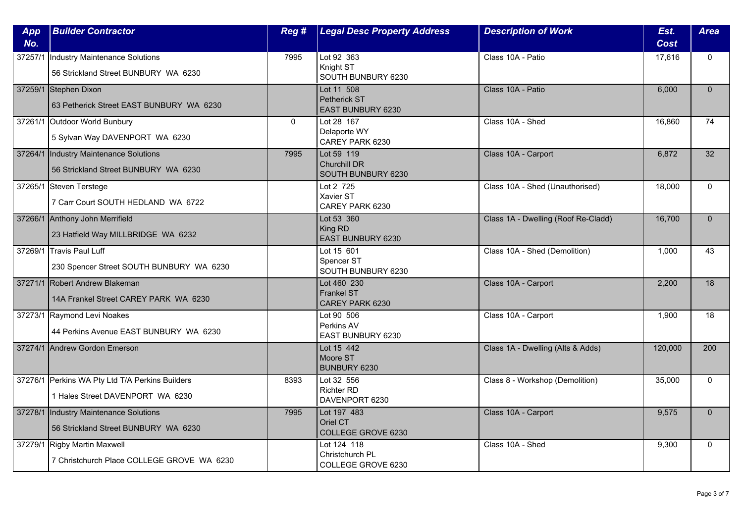| App No. | Builder Contractor | Reg # | Legal Desc Property Address | Description of Work | Est. Cost | Area |
|---|---|---|---|---|---|---|
| 37257/1 | Industry Maintenance Solutions<br>56 Strickland Street BUNBURY WA 6230 | 7995 | Lot 92 363<br>Knight ST<br>SOUTH BUNBURY 6230 | Class 10A - Patio | 17,616 | 0 |
| 37259/1 | Stephen Dixon<br>63 Petherick Street EAST BUNBURY WA 6230 | | Lot 11 508<br>Petherick ST<br>EAST BUNBURY 6230 | Class 10A - Patio | 6,000 | 0 |
| 37261/1 | Outdoor World Bunbury<br>5 Sylvan Way DAVENPORT WA 6230 | 0 | Lot 28 167<br>Delaporte WY<br>CAREY PARK 6230 | Class 10A - Shed | 16,860 | 74 |
| 37264/1 | Industry Maintenance Solutions<br>56 Strickland Street BUNBURY WA 6230 | 7995 | Lot 59 119<br>Churchill DR<br>SOUTH BUNBURY 6230 | Class 10A - Carport | 6,872 | 32 |
| 37265/1 | Steven Terstege<br>7 Carr Court SOUTH HEDLAND WA 6722 | | Lot 2 725<br>Xavier ST<br>CAREY PARK 6230 | Class 10A - Shed (Unauthorised) | 18,000 | 0 |
| 37266/1 | Anthony John Merrifield<br>23 Hatfield Way MILLBRIDGE WA 6232 | | Lot 53 360<br>King RD<br>EAST BUNBURY 6230 | Class 1A - Dwelling (Roof Re-Cladd) | 16,700 | 0 |
| 37269/1 | Travis Paul Luff<br>230 Spencer Street SOUTH BUNBURY WA 6230 | | Lot 15 601<br>Spencer ST<br>SOUTH BUNBURY 6230 | Class 10A - Shed (Demolition) | 1,000 | 43 |
| 37271/1 | Robert Andrew Blakeman<br>14A Frankel Street CAREY PARK WA 6230 | | Lot 460 230<br>Frankel ST<br>CAREY PARK 6230 | Class 10A - Carport | 2,200 | 18 |
| 37273/1 | Raymond Levi Noakes<br>44 Perkins Avenue EAST BUNBURY WA 6230 | | Lot 90 506<br>Perkins AV<br>EAST BUNBURY 6230 | Class 10A - Carport | 1,900 | 18 |
| 37274/1 | Andrew Gordon Emerson | | Lot 15 442<br>Moore ST<br>BUNBURY 6230 | Class 1A - Dwelling (Alts & Adds) | 120,000 | 200 |
| 37276/1 | Perkins WA Pty Ltd T/A Perkins Builders<br>1 Hales Street DAVENPORT WA 6230 | 8393 | Lot 32 556<br>Richter RD<br>DAVENPORT 6230 | Class 8 - Workshop (Demolition) | 35,000 | 0 |
| 37278/1 | Industry Maintenance Solutions<br>56 Strickland Street BUNBURY WA 6230 | 7995 | Lot 197 483<br>Oriel CT<br>COLLEGE GROVE 6230 | Class 10A - Carport | 9,575 | 0 |
| 37279/1 | Rigby Martin Maxwell<br>7 Christchurch Place COLLEGE GROVE WA 6230 | | Lot 124 118<br>Christchurch PL<br>COLLEGE GROVE 6230 | Class 10A - Shed | 9,300 | 0 |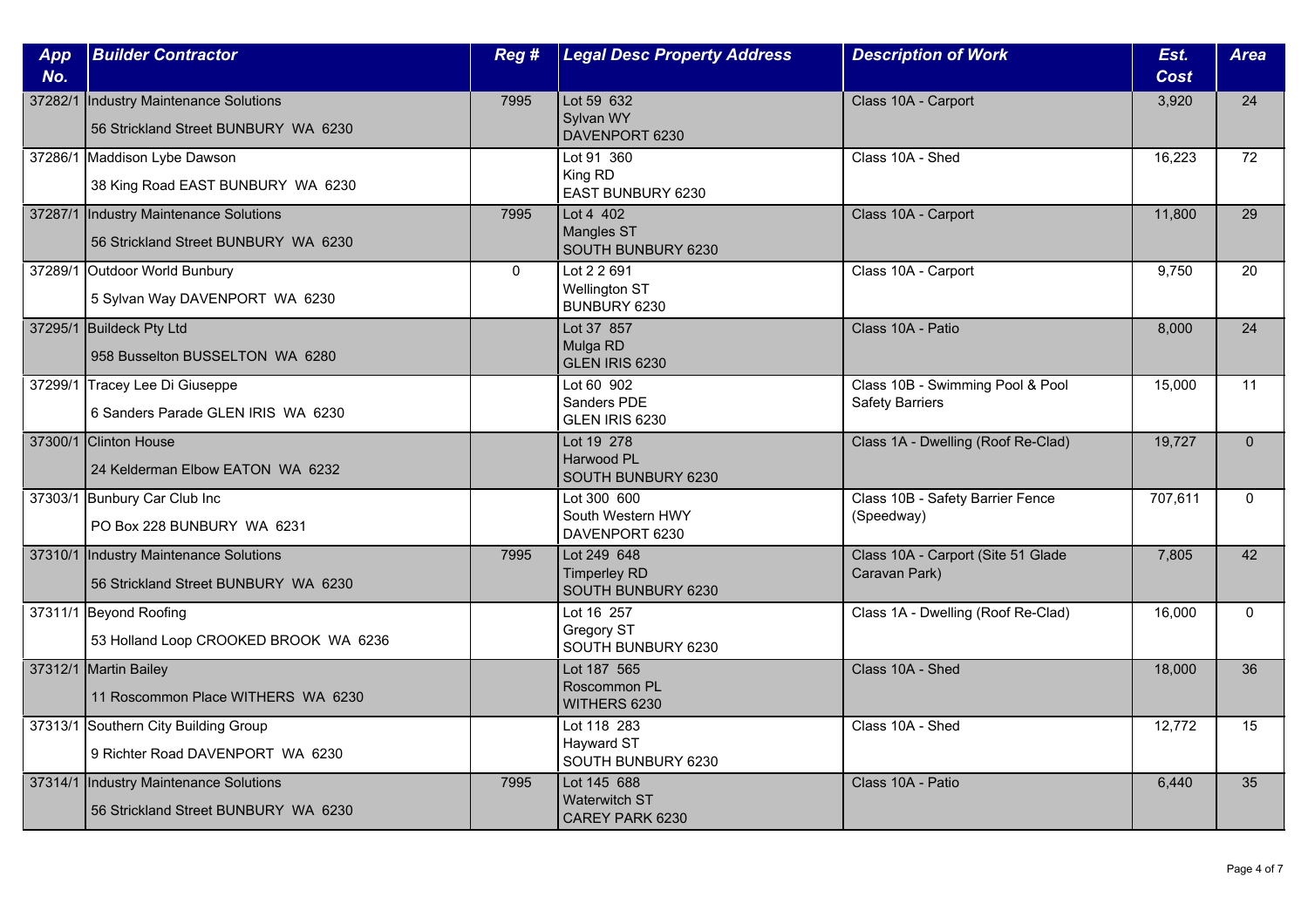| App No. | Builder Contractor | Reg # | Legal Desc Property Address | Description of Work | Est. Cost | Area |
|---|---|---|---|---|---|---|
| 37282/1 | Industry Maintenance Solutions<br>56 Strickland Street BUNBURY WA 6230 | 7995 | Lot 59 632<br>Sylvan WY<br>DAVENPORT 6230 | Class 10A - Carport | 3,920 | 24 |
| 37286/1 | Maddison Lybe Dawson<br>38 King Road EAST BUNBURY WA 6230 | | Lot 91 360<br>King RD<br>EAST BUNBURY 6230 | Class 10A - Shed | 16,223 | 72 |
| 37287/1 | Industry Maintenance Solutions<br>56 Strickland Street BUNBURY WA 6230 | 7995 | Lot 4 402<br>Mangles ST<br>SOUTH BUNBURY 6230 | Class 10A - Carport | 11,800 | 29 |
| 37289/1 | Outdoor World Bunbury<br>5 Sylvan Way DAVENPORT WA 6230 | 0 | Lot 2 2 691<br>Wellington ST<br>BUNBURY 6230 | Class 10A - Carport | 9,750 | 20 |
| 37295/1 | Buildeck Pty Ltd<br>958 Busselton BUSSELTON WA 6280 | | Lot 37 857<br>Mulga RD<br>GLEN IRIS 6230 | Class 10A - Patio | 8,000 | 24 |
| 37299/1 | Tracey Lee Di Giuseppe<br>6 Sanders Parade GLEN IRIS WA 6230 | | Lot 60 902<br>Sanders PDE<br>GLEN IRIS 6230 | Class 10B - Swimming Pool & Pool Safety Barriers | 15,000 | 11 |
| 37300/1 | Clinton House<br>24 Kelderman Elbow EATON WA 6232 | | Lot 19 278<br>Harwood PL<br>SOUTH BUNBURY 6230 | Class 1A - Dwelling (Roof Re-Clad) | 19,727 | 0 |
| 37303/1 | Bunbury Car Club Inc<br>PO Box 228 BUNBURY WA 6231 | | Lot 300 600<br>South Western HWY<br>DAVENPORT 6230 | Class 10B - Safety Barrier Fence (Speedway) | 707,611 | 0 |
| 37310/1 | Industry Maintenance Solutions<br>56 Strickland Street BUNBURY WA 6230 | 7995 | Lot 249 648<br>Timperley RD<br>SOUTH BUNBURY 6230 | Class 10A - Carport (Site 51 Glade Caravan Park) | 7,805 | 42 |
| 37311/1 | Beyond Roofing<br>53 Holland Loop CROOKED BROOK WA 6236 | | Lot 16 257<br>Gregory ST<br>SOUTH BUNBURY 6230 | Class 1A - Dwelling (Roof Re-Clad) | 16,000 | 0 |
| 37312/1 | Martin Bailey<br>11 Roscommon Place WITHERS WA 6230 | | Lot 187 565<br>Roscommon PL<br>WITHERS 6230 | Class 10A - Shed | 18,000 | 36 |
| 37313/1 | Southern City Building Group<br>9 Richter Road DAVENPORT WA 6230 | | Lot 118 283<br>Hayward ST<br>SOUTH BUNBURY 6230 | Class 10A - Shed | 12,772 | 15 |
| 37314/1 | Industry Maintenance Solutions<br>56 Strickland Street BUNBURY WA 6230 | 7995 | Lot 145 688<br>Waterwitch ST<br>CAREY PARK 6230 | Class 10A - Patio | 6,440 | 35 |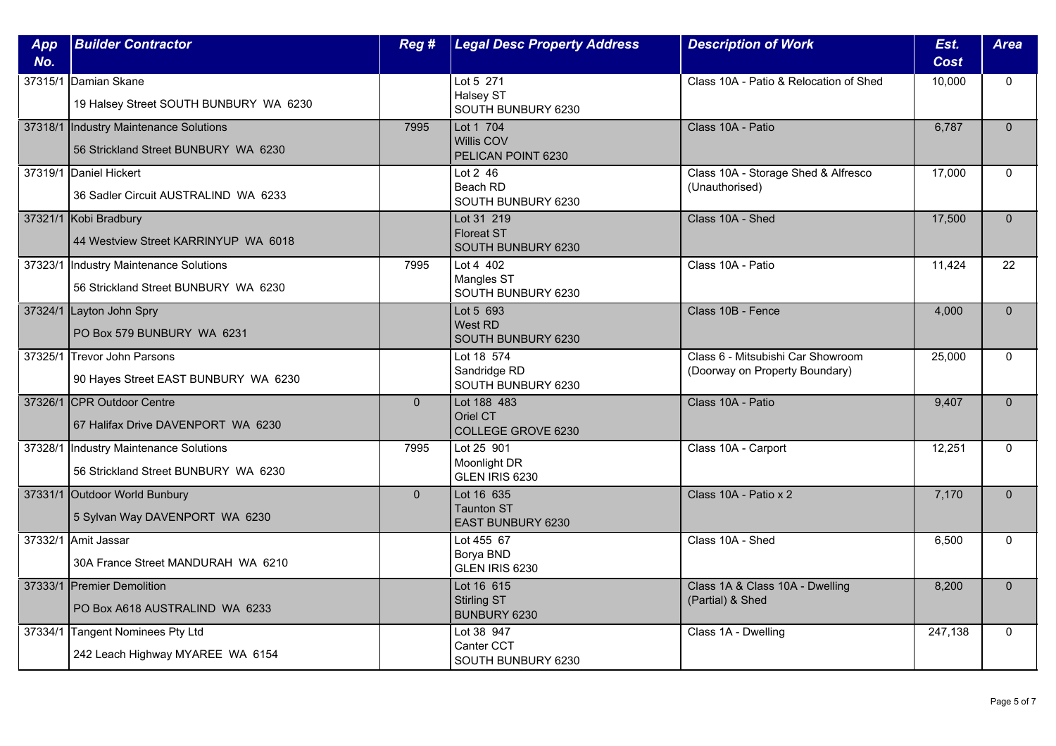| App No. | Builder Contractor | Reg # | Legal Desc Property Address | Description of Work | Est. Cost | Area |
|---|---|---|---|---|---|---|
| 37315/1 | Damian Skane<br>19 Halsey Street SOUTH BUNBURY WA 6230 | | Lot 5 271<br>Halsey ST<br>SOUTH BUNBURY 6230 | Class 10A - Patio & Relocation of Shed | 10,000 | 0 |
| 37318/1 | Industry Maintenance Solutions<br>56 Strickland Street BUNBURY WA 6230 | 7995 | Lot 1 704<br>Willis COV<br>PELICAN POINT 6230 | Class 10A - Patio | 6,787 | 0 |
| 37319/1 | Daniel Hickert<br>36 Sadler Circuit AUSTRALIND WA 6233 | | Lot 2 46<br>Beach RD<br>SOUTH BUNBURY 6230 | Class 10A - Storage Shed & Alfresco (Unauthorised) | 17,000 | 0 |
| 37321/1 | Kobi Bradbury<br>44 Westview Street KARRINYUP WA 6018 | | Lot 31 219<br>Floreat ST<br>SOUTH BUNBURY 6230 | Class 10A - Shed | 17,500 | 0 |
| 37323/1 | Industry Maintenance Solutions<br>56 Strickland Street BUNBURY WA 6230 | 7995 | Lot 4 402<br>Mangles ST<br>SOUTH BUNBURY 6230 | Class 10A - Patio | 11,424 | 22 |
| 37324/1 | Layton John Spry<br>PO Box 579 BUNBURY WA 6231 | | Lot 5 693<br>West RD<br>SOUTH BUNBURY 6230 | Class 10B - Fence | 4,000 | 0 |
| 37325/1 | Trevor John Parsons<br>90 Hayes Street EAST BUNBURY WA 6230 | | Lot 18 574<br>Sandridge RD<br>SOUTH BUNBURY 6230 | Class 6 - Mitsubishi Car Showroom (Doorway on Property Boundary) | 25,000 | 0 |
| 37326/1 | CPR Outdoor Centre<br>67 Halifax Drive DAVENPORT WA 6230 | 0 | Lot 188 483<br>Oriel CT<br>COLLEGE GROVE 6230 | Class 10A - Patio | 9,407 | 0 |
| 37328/1 | Industry Maintenance Solutions<br>56 Strickland Street BUNBURY WA 6230 | 7995 | Lot 25 901<br>Moonlight DR<br>GLEN IRIS 6230 | Class 10A - Carport | 12,251 | 0 |
| 37331/1 | Outdoor World Bunbury<br>5 Sylvan Way DAVENPORT WA 6230 | 0 | Lot 16 635<br>Taunton ST<br>EAST BUNBURY 6230 | Class 10A - Patio x 2 | 7,170 | 0 |
| 37332/1 | Amit Jassar<br>30A France Street MANDURAH WA 6210 | | Lot 455 67<br>Borya BND<br>GLEN IRIS 6230 | Class 10A - Shed | 6,500 | 0 |
| 37333/1 | Premier Demolition<br>PO Box A618 AUSTRALIND WA 6233 | | Lot 16 615<br>Stirling ST<br>BUNBURY 6230 | Class 1A & Class 10A - Dwelling (Partial) & Shed | 8,200 | 0 |
| 37334/1 | Tangent Nominees Pty Ltd<br>242 Leach Highway MYAREE WA 6154 | | Lot 38 947<br>Canter CCT<br>SOUTH BUNBURY 6230 | Class 1A - Dwelling | 247,138 | 0 |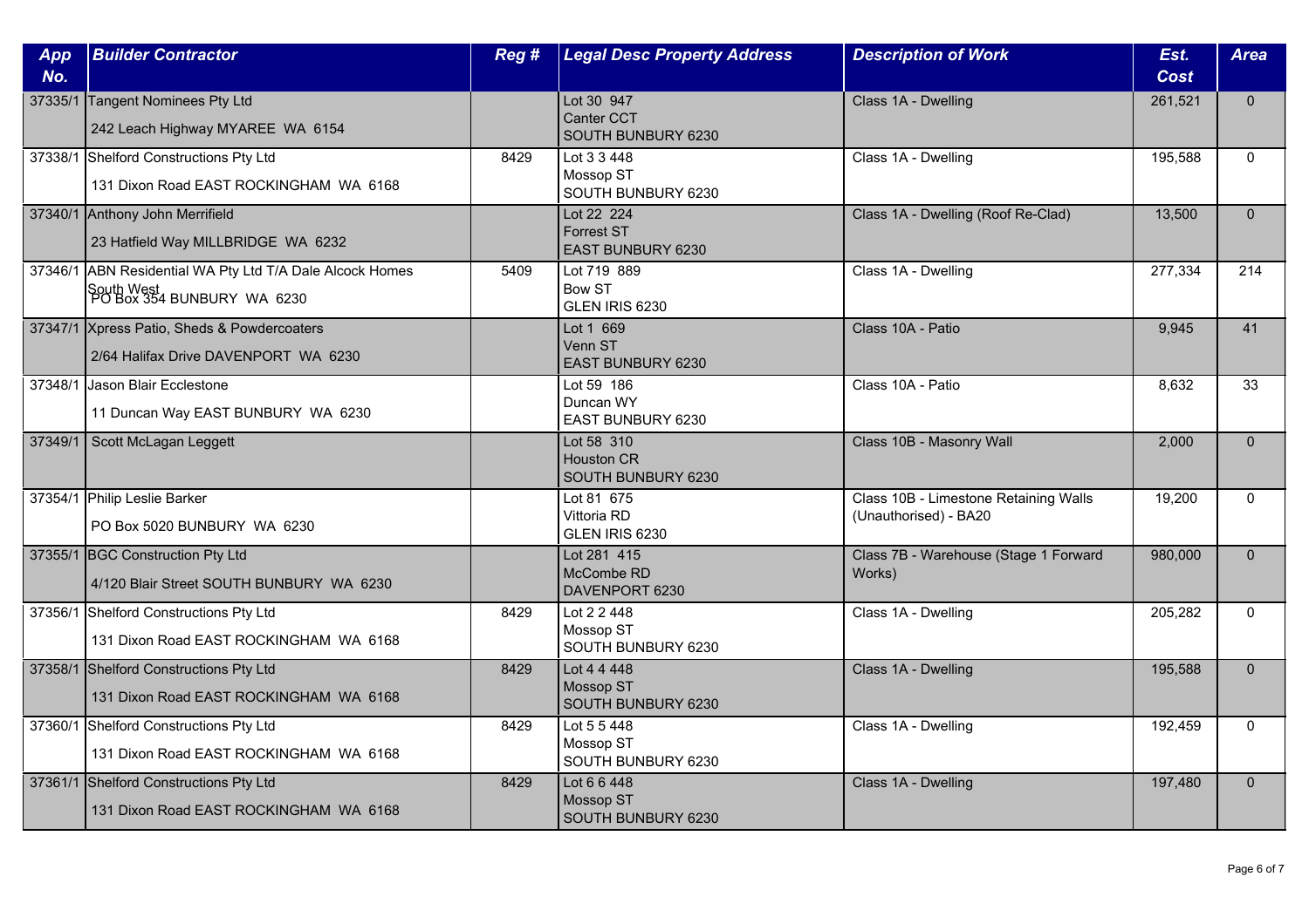| App No. | Builder Contractor | Reg # | Legal Desc Property Address | Description of Work | Est. Cost | Area |
|---|---|---|---|---|---|---|
| 37335/1 | Tangent Nominees Pty Ltd<br>242 Leach Highway MYAREE WA 6154 | | Lot 30 947<br>Canter CCT<br>SOUTH BUNBURY 6230 | Class 1A - Dwelling | 261,521 | 0 |
| 37338/1 | Shelford Constructions Pty Ltd<br>131 Dixon Road EAST ROCKINGHAM WA 6168 | 8429 | Lot 3 3 448<br>Mossop ST<br>SOUTH BUNBURY 6230 | Class 1A - Dwelling | 195,588 | 0 |
| 37340/1 | Anthony John Merrifield<br>23 Hatfield Way MILLBRIDGE WA 6232 | | Lot 22 224<br>Forrest ST<br>EAST BUNBURY 6230 | Class 1A - Dwelling (Roof Re-Clad) | 13,500 | 0 |
| 37346/1 | ABN Residential WA Pty Ltd T/A Dale Alcock Homes South West<br>PO Box 354 BUNBURY WA 6230 | 5409 | Lot 719 889<br>Bow ST<br>GLEN IRIS 6230 | Class 1A - Dwelling | 277,334 | 214 |
| 37347/1 | Xpress Patio, Sheds & Powdercoaters<br>2/64 Halifax Drive DAVENPORT WA 6230 | | Lot 1 669<br>Venn ST<br>EAST BUNBURY 6230 | Class 10A - Patio | 9,945 | 41 |
| 37348/1 | Jason Blair Ecclestone<br>11 Duncan Way EAST BUNBURY WA 6230 | | Lot 59 186<br>Duncan WY<br>EAST BUNBURY 6230 | Class 10A - Patio | 8,632 | 33 |
| 37349/1 | Scott McLagan Leggett | | Lot 58 310<br>Houston CR<br>SOUTH BUNBURY 6230 | Class 10B - Masonry Wall | 2,000 | 0 |
| 37354/1 | Philip Leslie Barker<br>PO Box 5020 BUNBURY WA 6230 | | Lot 81 675<br>Vittoria RD<br>GLEN IRIS 6230 | Class 10B - Limestone Retaining Walls (Unauthorised) - BA20 | 19,200 | 0 |
| 37355/1 | BGC Construction Pty Ltd<br>4/120 Blair Street SOUTH BUNBURY WA 6230 | | Lot 281 415<br>McCombe RD<br>DAVENPORT 6230 | Class 7B - Warehouse (Stage 1 Forward Works) | 980,000 | 0 |
| 37356/1 | Shelford Constructions Pty Ltd<br>131 Dixon Road EAST ROCKINGHAM WA 6168 | 8429 | Lot 2 2 448<br>Mossop ST<br>SOUTH BUNBURY 6230 | Class 1A - Dwelling | 205,282 | 0 |
| 37358/1 | Shelford Constructions Pty Ltd<br>131 Dixon Road EAST ROCKINGHAM WA 6168 | 8429 | Lot 4 4 448<br>Mossop ST<br>SOUTH BUNBURY 6230 | Class 1A - Dwelling | 195,588 | 0 |
| 37360/1 | Shelford Constructions Pty Ltd<br>131 Dixon Road EAST ROCKINGHAM WA 6168 | 8429 | Lot 5 5 448<br>Mossop ST<br>SOUTH BUNBURY 6230 | Class 1A - Dwelling | 192,459 | 0 |
| 37361/1 | Shelford Constructions Pty Ltd<br>131 Dixon Road EAST ROCKINGHAM WA 6168 | 8429 | Lot 6 6 448<br>Mossop ST<br>SOUTH BUNBURY 6230 | Class 1A - Dwelling | 197,480 | 0 |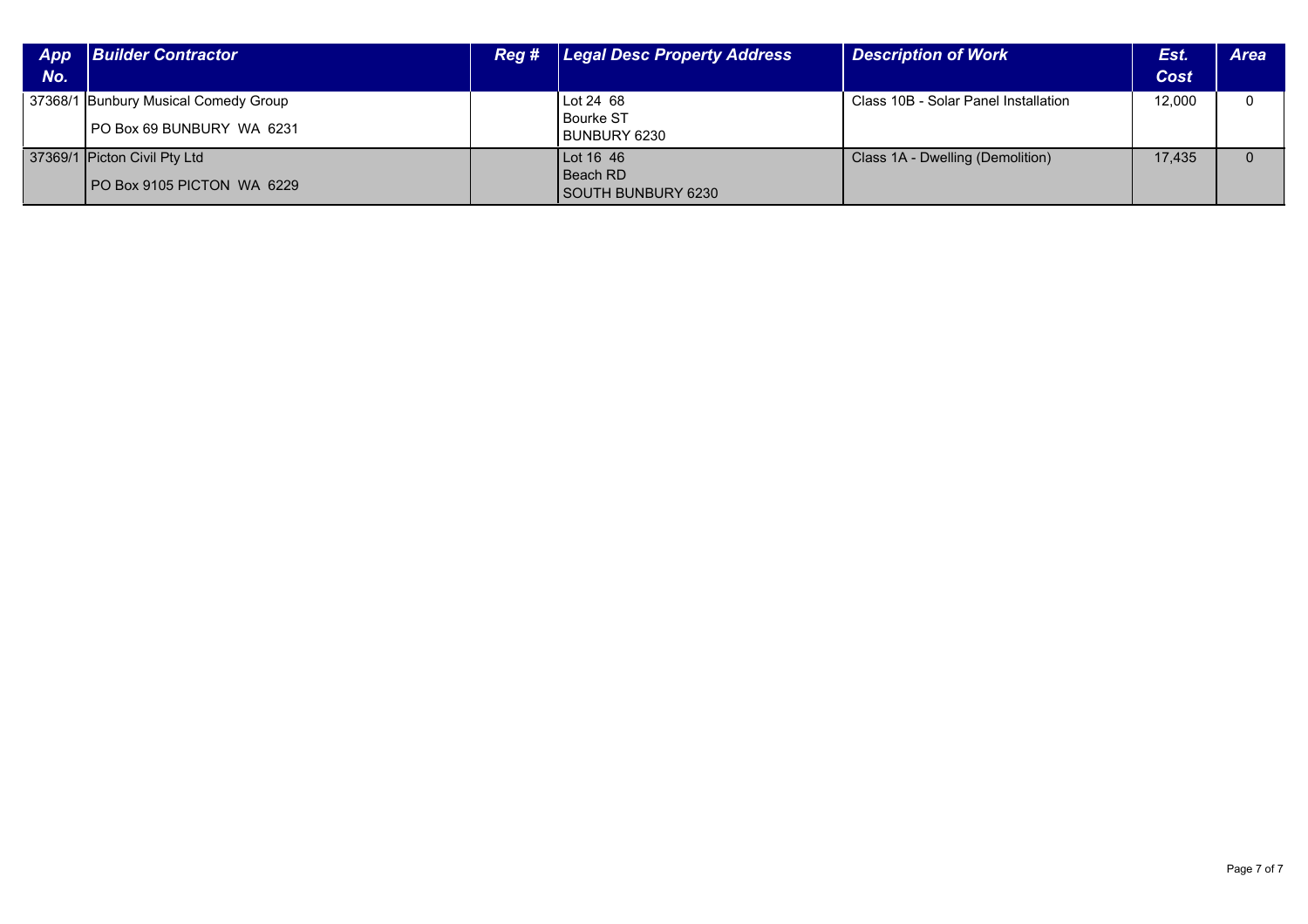| App No. | Builder Contractor | Reg # | Legal Desc Property Address | Description of Work | Est. Cost | Area |
|---|---|---|---|---|---|---|
| 37368/1 | Bunbury Musical Comedy Group<br>PO Box 69 BUNBURY WA 6231 | | Lot 24 68<br>Bourke ST<br>BUNBURY 6230 | Class 10B - Solar Panel Installation | 12,000 | 0 |
| 37369/1 | Picton Civil Pty Ltd<br>PO Box 9105 PICTON WA 6229 | | Lot 16 46<br>Beach RD<br>SOUTH BUNBURY 6230 | Class 1A - Dwelling (Demolition) | 17,435 | 0 |